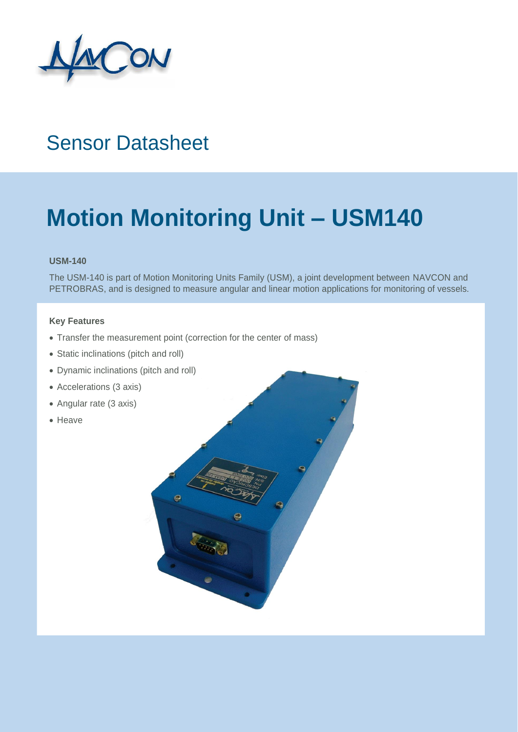# Sensor Datasheet

# Motion Monitoring Unit – USM140

**USM-140**

The USM-140 is part of Motion Monitoring Units Family (USM), a joint development between NAVCON and PETROBRAS, and is designed to measure angular and linear motion applications for monitoring of vessels.

**Key Features**

- Transfer the measurement point (correction for the center of mass)
- Static inclinations (pitch and roll)
- Dynamic inclinations (pitch and roll)
- Accelerations (3 axis)
- Angular rate (3 axis)
- Heave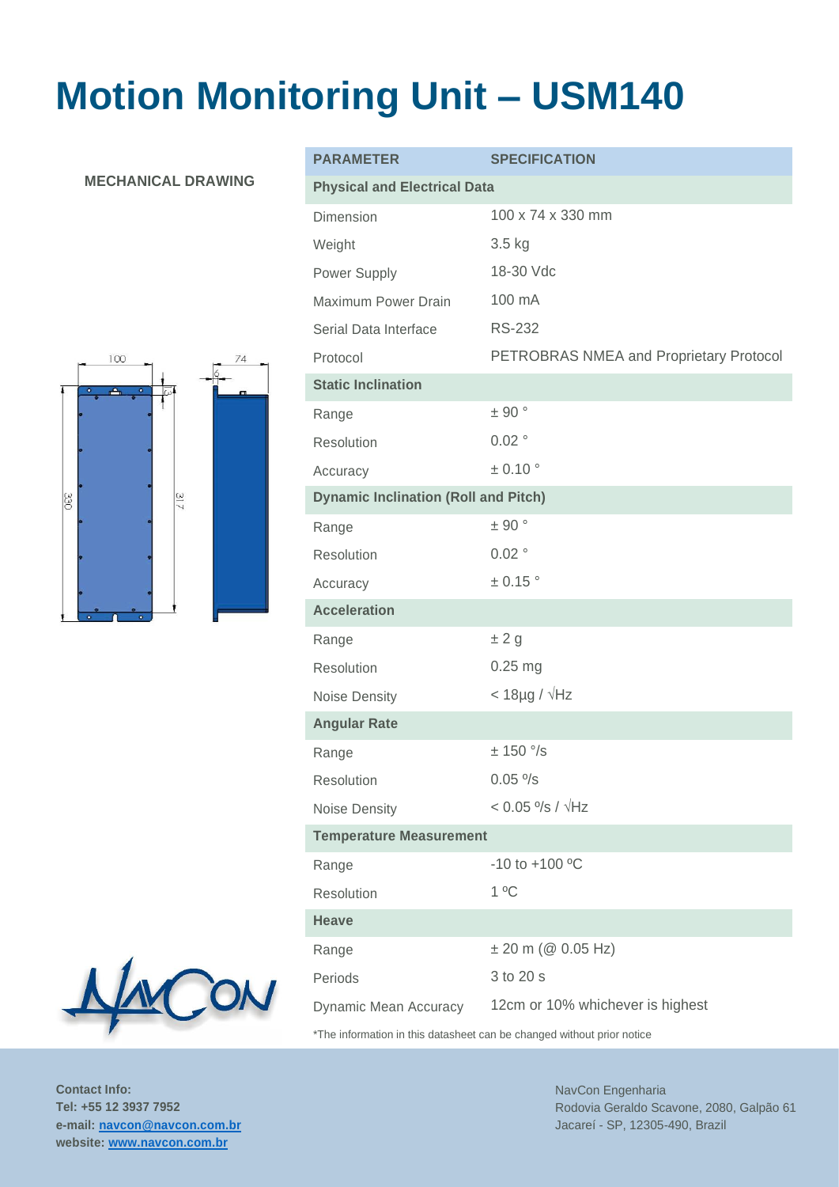# Motion Monitoring Unit – USM140

**MECHANICAL DRAWING**

100

74

6

6

330

317

| PARAMETER | SPECIFICATION |
|---|---|
| **Physical and Electrical Data** | |
| Dimension | 100 x 74 x 330 mm |
| Weight | 3.5 kg |
| Power Supply | 18-30 Vdc |
| Maximum Power Drain | 100 mA |
| Serial Data Interface | RS-232 |
| Protocol | PETROBRAS NMEA and Proprietary Protocol |
| **Static Inclination** | |
| Range | ± 90 ° |
| Resolution | 0.02 ° |
| Accuracy | ± 0.10 ° |
| **Dynamic Inclination (Roll and Pitch)** | |
| Range | ± 90 ° |
| Resolution | 0.02 ° |
| Accuracy | ± 0.15 ° |
| **Acceleration** | |
| Range | ± 2 g |
| Resolution | 0.25 mg |
| Noise Density | < 18µg / √Hz |
| **Angular Rate** | |
| Range | ± 150 °/s |
| Resolution | 0.05 º/s |
| Noise Density | < 0.05 º/s / √Hz |
| **Temperature Measurement** | |
| Range | -10 to +100 ºC |
| Resolution | 1 ºC |
| **Heave** | |
| Range | ± 20 m (@ 0.05 Hz) |
| Periods | 3 to 20 s |
| Dynamic Mean Accuracy | 12cm or 10% whichever is highest |

*The information in this datasheet can be changed without prior notice

NAVCON

**Contact Info:**
**Tel: +55 12 3937 7952**
**e-mail: navcon@navcon.com.br**
**website: www.navcon.com.br**

NavCon Engenharia
Rodovia Geraldo Scavone, 2080, Galpão 61
Jacareí - SP, 12305-490, Brazil